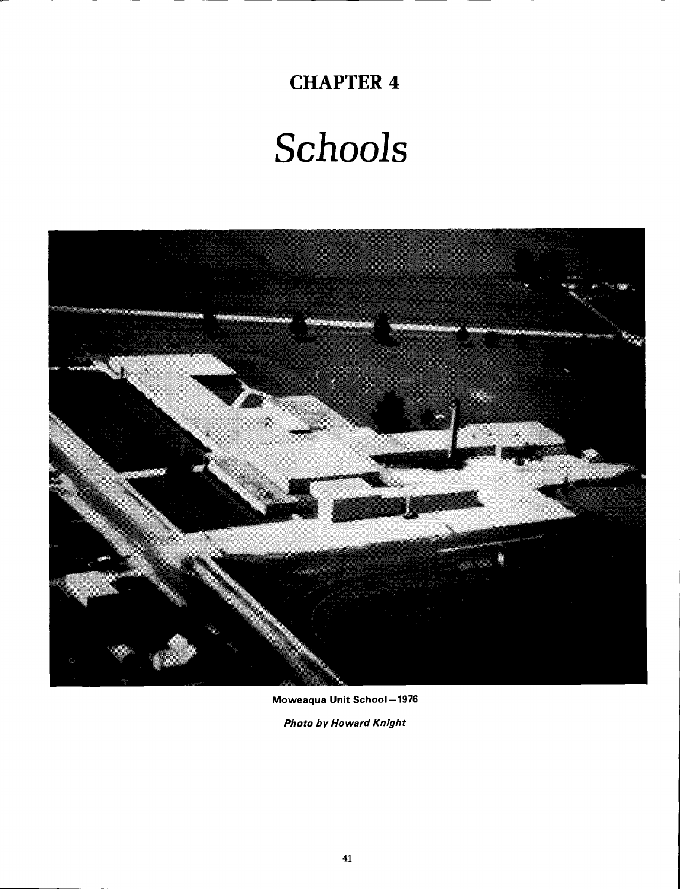# CHAPTER 4

# *Schools*

**Moweaqua Unit School—1976**

***Photo by Howard Knight***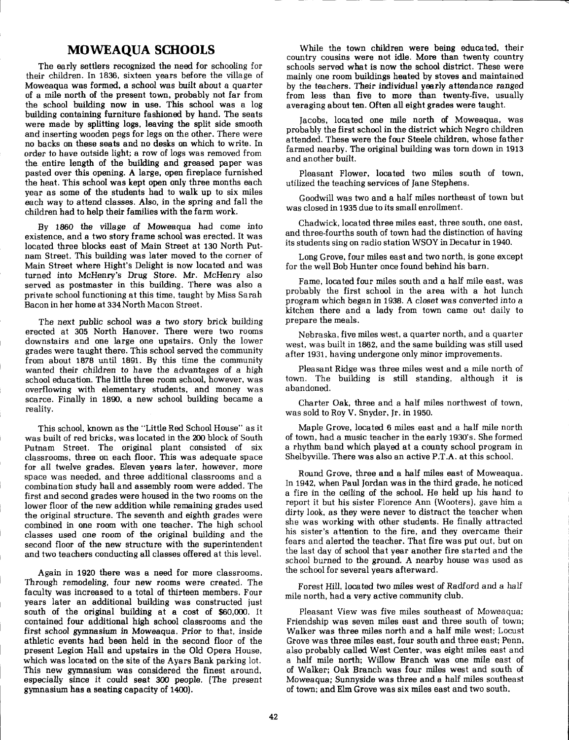## MOWEAQUA SCHOOLS

The early settlers recognized the need for schooling for their children. In 1836, sixteen years before the village of Moweaqua was formed, a school was built about a quarter of a mile north of the present town, probably not far from the school building now in use. This school was a log building containing furniture fashioned by hand. The seats were made by splitting logs, leaving the split side smooth and inserting wooden pegs for legs on the other. There were no backs on these seats and no desks on which to write. In order to have outside light; a row of logs was removed from the entire length of the building and greased paper was pasted over this opening. A large, open fireplace furnished the heat. This school was kept open only three months each year as some of the students had to walk up to six miles each way to attend classes. Also, in the spring and fall the children had to help their families with the farm work.

By 1860 the village of Moweaqua had come into existence, and a two story frame school was erected. It was located three blocks east of Main Street at 130 North Putnam Street. This building was later moved to the corner of Main Street where Hight's Delight is now located and was turned into McHenry's Drug Store. Mr. McHenry also served as postmaster in this building. There was also a private school functioning at this time, taught by Miss Sarah Bacon in her home at 334 North Macon Street.

The next public school was a two story brick building erected at 305 North Hanover. There were two rooms downstairs and one large one upstairs. Only the lower grades were taught there. This school served the community from about 1878 until 1891. By this time the community wanted their children to have the advantages of a high school education. The little three room school, however, was overflowing with elementary students, and money was scarce. Finally in 1890, a new school building became a reality.

This school, known as the "Little Red School House" as it was built of red bricks, was located in the 200 block of South Putnam Street. The original plant consisted of six classrooms, three on each floor. This was adequate space for all twelve grades. Eleven years later, however, more space was needed, and three additional classrooms and a combination study hall and assembly room were added. The first and second grades were housed in the two rooms on the lower floor of the new addition while remaining grades used the original structure. The seventh and eighth grades were combined in one room with one teacher. The high school classes used one room of the original building and the second floor of the new structure with the superintendent and two teachers conducting all classes offered at this level.

Again in 1920 there was a need for more classrooms. Through remodeling, four new rooms were created. The faculty was increased to a total of thirteen members. Four years later an additional building was constructed just south of the original building at a cost of $60,000. It contained four additional high school classrooms and the first school gymnasium in Moweaqua. Prior to that, inside athletic events had been held in the second floor of the present Legion Hall and upstairs in the Old Opera House, which was located on the site of the Ayars Bank parking lot. This new gymnasium was considered the finest around, especially since it could seat 300 people. (The present gymnasium has a seating capacity of 1400).

While the town children were being educated, their country cousins were not idle. More than twenty country schools served what is now the school district. These were mainly one room buildings heated by stoves and maintained by the teachers. Their individual yearly attendance ranged from less than five to more than twenty-five, usually averaging about ten. Often all eight grades were taught.

Jacobs, located one mile north of Moweaqua, was probably the first school in the district which Negro children attended. These were the four Steele children, whose father farmed nearby. The original building was torn down in 1913 and another built.

Pleasant Flower, located two miles south of town, utilized the teaching services of Jane Stephens.

Goodwill was two and a half miles northeast of town but was closed in 1935 due to its small enrollment.

Chadwick, located three miles east, three south, one east, and three-fourths south of town had the distinction of having its students sing on radio station WSOY in Decatur in 1940.

Long Grove, four miles east and two north, is gone except for the well Bob Hunter once found behind his barn.

Fame, located four miles south and a half mile east, was probably the first school in the area with a hot lunch program which began in 1938. A closet was converted into a kitchen there and a lady from town came out daily to prepare the meals.

Nebraska, five miles west, a quarter north, and a quarter west, was built in 1862, and the same building was still used after 1931, having undergone only minor improvements.

Pleasant Ridge was three miles west and a mile north of town. The building is still standing, although it is abandoned.

Charter Oak, three and a half miles northwest of town, was sold to Roy V. Snyder, Jr. in 1950.

Maple Grove, located 6 miles east and a half mile north of town, had a music teacher in the early 1930's. She formed a rhythm band which played at a county school program in Shelbyville. There was also an active P.T.A. at this school.

Round Grove, three and a half miles east of Moweaqua. In 1942, when Paul Jordan was in the third grade, he noticed a fire in the ceiling of the school. He held up his hand to report it but his sister Florence Ann (Wooters), gave him a dirty look, as they were never to distract the teacher when she was working with other students. He finally attracted his sister's attention to the fire, and they overcame their fears and alerted the teacher. That fire was put out, but on the last day of school that year another fire started and the school burned to the ground. A nearby house was used as the school for several years afterward.

Forest Hill, located two miles west of Radford and a half mile north, had a very active community club.

Pleasant View was five miles southeast of Moweaqua; Friendship was seven miles east and three south of town; Walker was three miles north and a half mile west; Locust Grove was three miles east, four south and three east; Penn, also probably called West Center, was eight miles east and a half mile north; Willow Branch was one mile east of of Walker; Oak Branch was four miles west and south of Moweaqua; Sunnyside was three and a half miles southeast of town; and Elm Grove was six miles east and two south.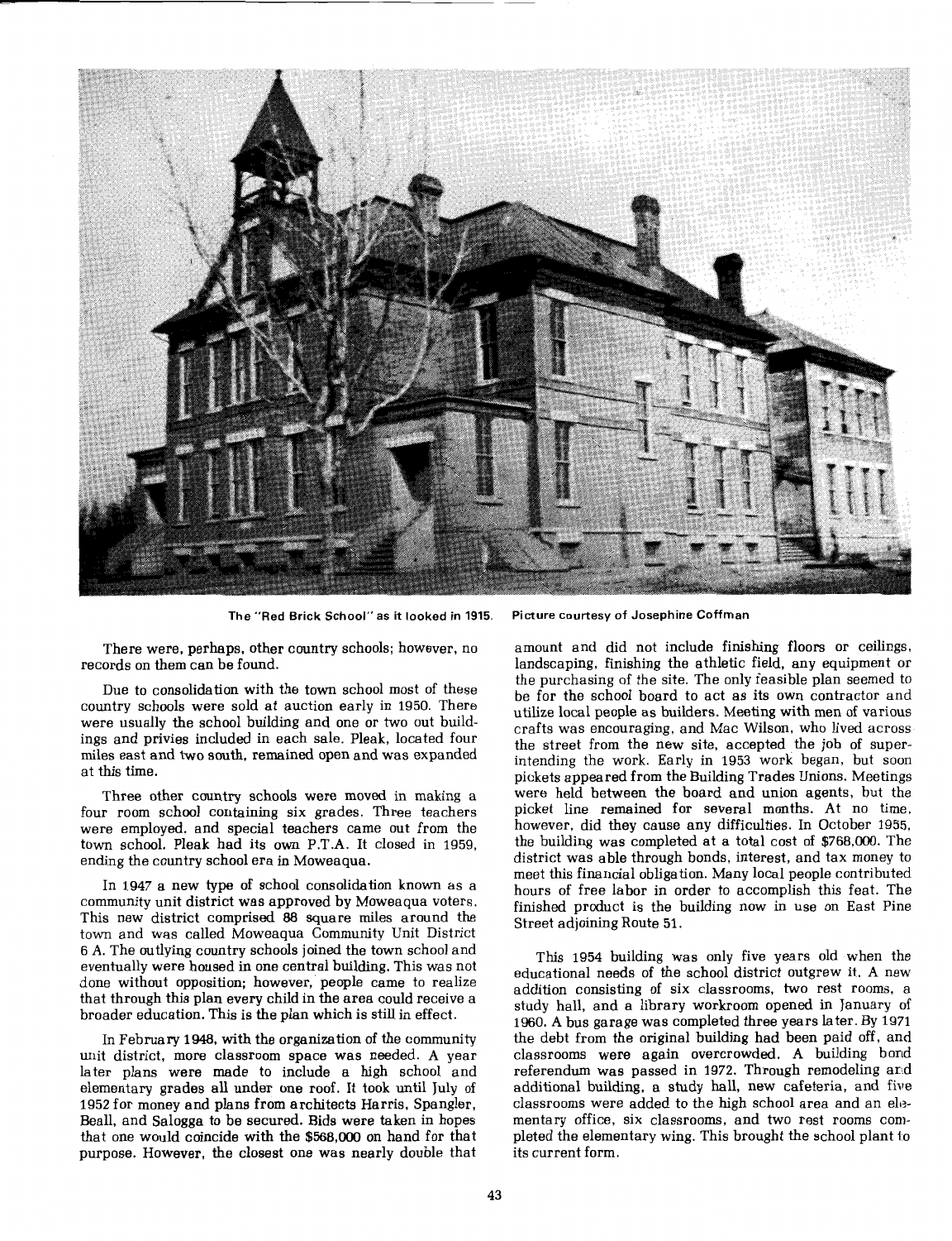The "Red Brick School" as it looked in 1915. Picture courtesy of Josephine Coffman

There were, perhaps, other country schools; however, no records on them can be found.

Due to consolidation with the town school most of these country schools were sold at auction early in 1950. There were usually the school building and one or two out buildings and privies included in each sale. Pleak, located four miles east and two south, remained open and was expanded at this time.

Three other country schools were moved in making a four room school containing six grades. Three teachers were employed, and special teachers came out from the town school. Pleak had its own P.T.A. It closed in 1959, ending the country school era in Moweaqua.

In 1947 a new type of school consolidation known as a community unit district was approved by Moweaqua voters. This new district comprised 88 square miles around the town and was called Moweaqua Community Unit District 6 A. The outlying country schools joined the town school and eventually were housed in one central building. This was not done without opposition; however, people came to realize that through this plan every child in the area could receive a broader education. This is the plan which is still in effect.

In February 1948, with the organization of the community unit district, more classroom space was needed. A year later plans were made to include a high school and elementary grades all under one roof. It took until July of 1952 for money and plans from architects Harris, Spangler, Beall, and Salogga to be secured. Bids were taken in hopes that one would coincide with the $568,000 on hand for that purpose. However, the closest one was nearly double that amount and did not include finishing floors or ceilings, landscaping, finishing the athletic field, any equipment or the purchasing of the site. The only feasible plan seemed to be for the school board to act as its own contractor and utilize local people as builders. Meeting with men of various crafts was encouraging, and Mac Wilson, who lived across the street from the new site, accepted the job of superintending the work. Early in 1953 work began, but soon pickets appeared from the Building Trades Unions. Meetings were held between the board and union agents, but the picket line remained for several months. At no time, however, did they cause any difficulties. In October 1955, the building was completed at a total cost of $768,000. The district was able through bonds, interest, and tax money to meet this financial obligation. Many local people contributed hours of free labor in order to accomplish this feat. The finished product is the building now in use on East Pine Street adjoining Route 51.

This 1954 building was only five years old when the educational needs of the school district outgrew it. A new addition consisting of six classrooms, two rest rooms, a study hall, and a library workroom opened in January of 1960. A bus garage was completed three years later. By 1971 the debt from the original building had been paid off, and classrooms were again overcrowded. A building bond referendum was passed in 1972. Through remodeling and additional building, a study hall, new cafeteria, and five classrooms were added to the high school area and an elementary office, six classrooms, and two rest rooms completed the elementary wing. This brought the school plant to its current form.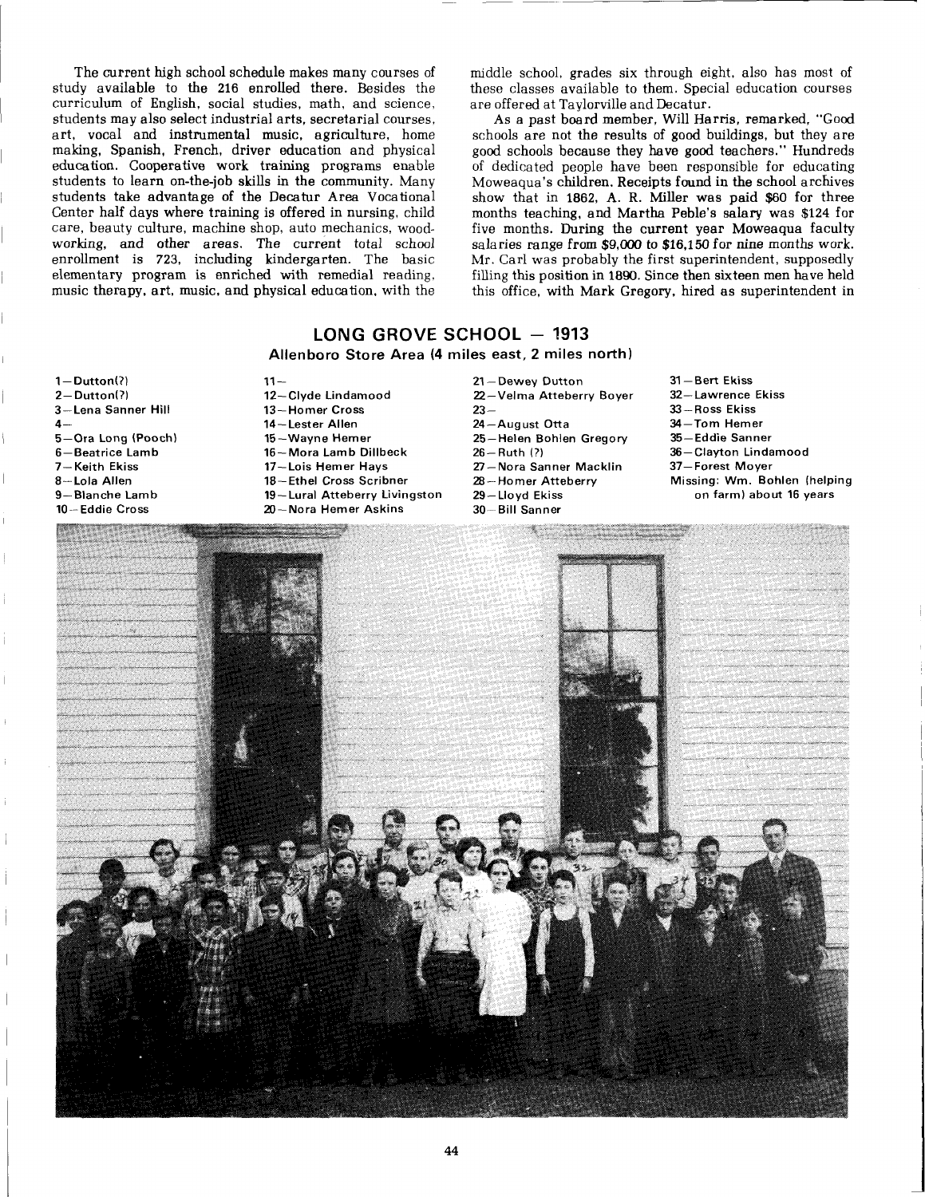The current high school schedule makes many courses of study available to the 216 enrolled there. Besides the curriculum of English, social studies, math, and science, students may also select industrial arts, secretarial courses, art, vocal and instrumental music, agriculture, home making, Spanish, French, driver education and physical education. Cooperative work training programs enable students to learn on-the-job skills in the community. Many students take advantage of the Decatur Area Vocational Center half days where training is offered in nursing, child care, beauty culture, machine shop, auto mechanics, woodworking, and other areas. The current total school enrollment is 723, including kindergarten. The basic elementary program is enriched with remedial reading, music therapy, art, music, and physical education, with the middle school, grades six through eight, also has most of these classes available to them. Special education courses are offered at Taylorville and Decatur.

As a past board member, Will Harris, remarked, "Good schools are not the results of good buildings, but they are good schools because they have good teachers." Hundreds of dedicated people have been responsible for educating Moweaqua's children. Receipts found in the school archives show that in 1862, A. R. Miller was paid $60 for three months teaching, and Martha Peble's salary was $124 for five months. During the current year Moweaqua faculty salaries range from $9,000 to $16,150 for nine months work. Mr. Carl was probably the first superintendent, supposedly filling this position in 1890. Since then sixteen men have held this office, with Mark Gregory, hired as superintendent in

## LONG GROVE SCHOOL — 1913

**Allenboro Store Area (4 miles east, 2 miles north)**

1—Dutton(?)
2—Dutton(?)
3—Lena Sanner Hill
4—
5—Ora Long (Pooch)
6—Beatrice Lamb
7—Keith Ekiss
8—Lola Allen
9—Blanche Lamb
10—Eddie Cross
11—
12—Clyde Lindamood
13—Homer Cross
14—Lester Allen
15—Wayne Hemer
16—Mora Lamb Dillbeck
17—Lois Hemer Hays
18—Ethel Cross Scribner
19—Lural Atteberry Livingston
20—Nora Hemer Askins
21—Dewey Dutton
22—Velma Atteberry Boyer
23—
24—August Otta
25—Helen Bohlen Gregory
26—Ruth (?)
27—Nora Sanner Macklin
28—Homer Atteberry
29—Lloyd Ekiss
30—Bill Sanner
31—Bert Ekiss
32—Lawrence Ekiss
33—Ross Ekiss
34—Tom Hemer
35—Eddie Sanner
36—Clayton Lindamood
37—Forest Moyer
Missing: Wm. Bohlen (helping on farm) about 16 years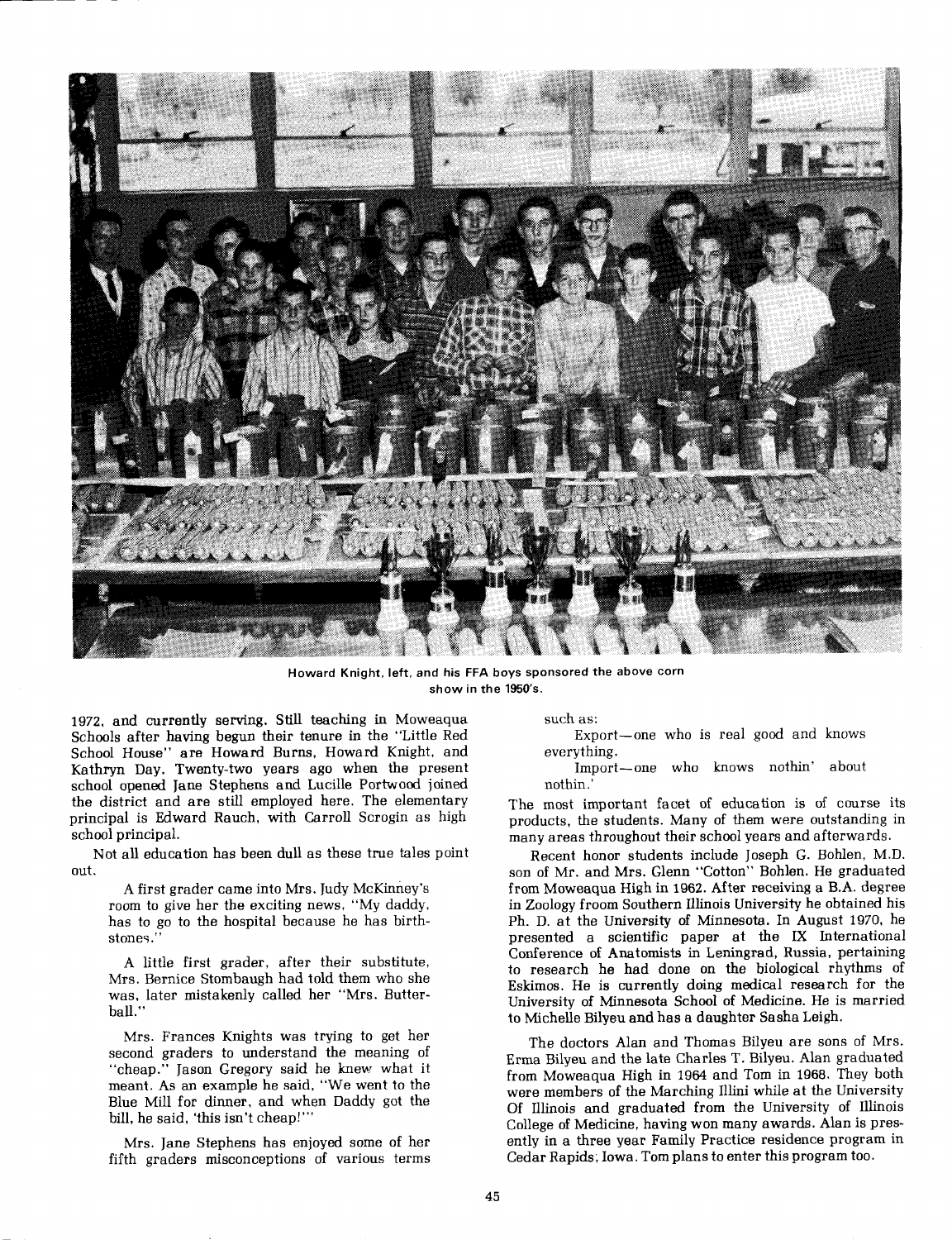Howard Knight, left, and his FFA boys sponsored the above corn show in the 1950's.

1972, and currently serving. Still teaching in Moweaqua Schools after having begun their tenure in the "Little Red School House" are Howard Burns, Howard Knight, and Kathryn Day. Twenty-two years ago when the present school opened Jane Stephens and Lucille Portwood joined the district and are still employed here. The elementary principal is Edward Rauch, with Carroll Scrogin as high school principal.

Not all education has been dull as these true tales point out.

> A first grader came into Mrs. Judy McKinney's room to give her the exciting news, "My daddy, has to go to the hospital because he has birthstones."
>
> A little first grader, after their substitute, Mrs. Bernice Stombaugh had told them who she was, later mistakenly called her "Mrs. Butterball."
>
> Mrs. Frances Knights was trying to get her second graders to understand the meaning of "cheap." Jason Gregory said he knew what it meant. As an example he said, "We went to the Blue Mill for dinner, and when Daddy got the bill, he said, 'this isn't cheap!'"
>
> Mrs. Jane Stephens has enjoyed some of her fifth graders misconceptions of various terms such as:
>
> Export—one who is real good and knows everything.
>
> Import—one who knows nothin' about nothin.'

The most important facet of education is of course its products, the students. Many of them were outstanding in many areas throughout their school years and afterwards.

Recent honor students include Joseph G. Bohlen, M.D. son of Mr. and Mrs. Glenn "Cotton" Bohlen. He graduated from Moweaqua High in 1962. After receiving a B.A. degree in Zoology froom Southern Illinois University he obtained his Ph. D. at the University of Minnesota. In August 1970, he presented a scientific paper at the IX International Conference of Anatomists in Leningrad, Russia, pertaining to research he had done on the biological rhythms of Eskimos. He is currently doing medical research for the University of Minnesota School of Medicine. He is married to Michelle Bilyeu and has a daughter Sasha Leigh.

The doctors Alan and Thomas Bilyeu are sons of Mrs. Erma Bilyeu and the late Charles T. Bilyeu. Alan graduated from Moweaqua High in 1964 and Tom in 1968. They both were members of the Marching Illini while at the University Of Illinois and graduated from the University of Illinois College of Medicine, having won many awards. Alan is presently in a three year Family Practice residence program in Cedar Rapids, Iowa. Tom plans to enter this program too.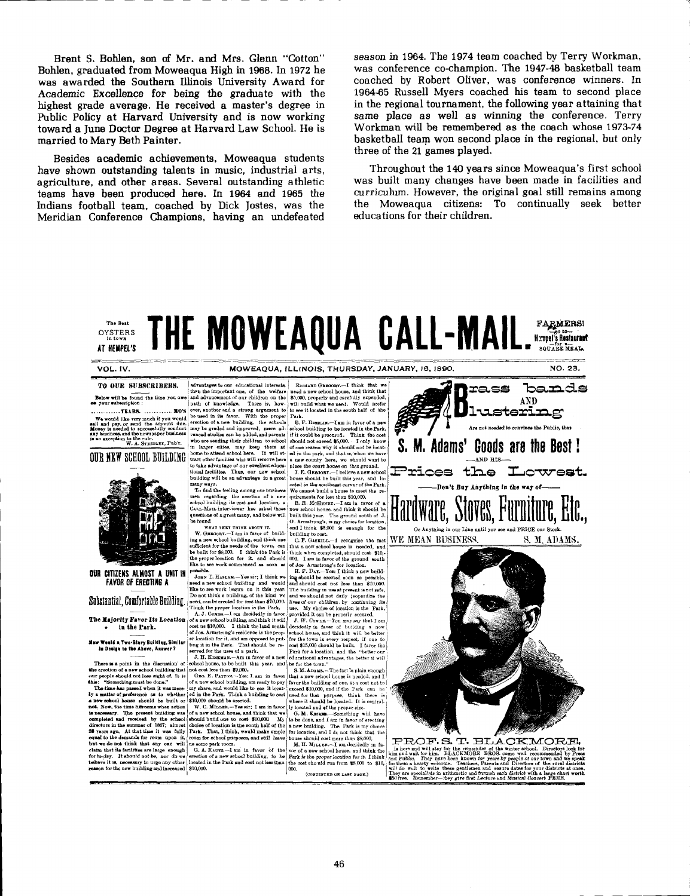Brent S. Bohlen, son of Mr. and Mrs. Glenn "Cotton" Bohlen, graduated from Moweaqua High in 1968. In 1972 he was awarded the Southern Illinois University Award for Academic Excellence for being the graduate with the highest grade average. He received a master's degree in Public Policy at Harvard University and is now working toward a June Doctor Degree at Harvard Law School. He is married to Mary Beth Painter.

Besides academic achievements, Moweaqua students have shown outstanding talents in music, industrial arts, agriculture, and other areas. Several outstanding athletic teams have been produced here. In 1964 and 1965 the Indians football team, coached by Dick Jostes, was the Meridian Conference Champions, having an undefeated season in 1964. The 1974 team coached by Terry Workman, was conference co-champion. The 1947-48 basketball team coached by Robert Oliver, was conference winners. In 1964-65 Russell Myers coached his team to second place in the regional tournament, the following year attaining that same place as well as winning the conference. Terry Workman will be remembered as the coach whose 1973-74 basketball team won second place in the regional, but only three of the 21 games played.

Throughout the 140 years since Moweaqua's first school was built many changes have been made in facilities and curriculum. However, the original goal still remains among the Moweaqua citizens: To continually seek better educations for their children.

The Best OYSTERS in town AT HEMPEL'S

# THE MOWEAQUA CALL-MAIL.

FARMERS! —go to— Hempel's Restaurant —for a— SQUARE MEAL.

VOL. IV. MOWEAQUA, ILLINOIS, THURSDAY, JANUARY, 16, 1890. NO. 23.

**TO OUR SUBSCRIBERS.**

Below will be found the time you owe on your subscription:

........YEARS. ..........MO'S

We would like very much if you would call and pay, or send the amount due. Money is needed to successfully conduct any business, and the newspaper business is no exception to the rule.

W. A. STEIDLEY, Pub'r.

## OUR NEW SCHOOL BUILDING

### OUR CITIZENS ALMOST A UNIT IN FAVOR OF ERECTING A

### Substantial, Comfortable Building.

**The Majority Favor Its Location in the Park.**

**How Would a Two-Story Building, Similar in Design to the Above, Answer?**

There is a point in the discussion of the erection of a new school building that our people should not lose sight of. It is this: "Something must be done."

The time has passed when it was merely a matter of preference as to whether a new school house should be built or not. Now, the time has come when action is necessary. The present building was completed and received by the school directors in the summer of 1867; almost 23 years ago. At that time it was fully equal to the demands for room upon it, but we do not think that any one will claim that its facilities are large enough for to-day. It should not be, nor do we believe it is, necessary to urge any other reason for the new building and increased advantages to our educational interests, than the important one, of the welfare and advancement of our children on the path of knowledge. There is, however, another and a strong argument to be used in its favor. With the proper erection of a new building, the schools may be graded and improved, more advanced studies can be added, and parents who are sending their children to school in larger cities, may keep them at home to attend school here. It will attract other families who will remove here to take advantage of our excellent educational facilities. Thus, our new school building will be an advantage in a great many ways.

To find the feeling among our business men regarding the erection of a new school building, its cost and location, a CALL-MAIL interviewer has asked those questions of a great many, and below will be found

WHAT THEY THINK ABOUT IT.

W. GREGORY.—I am in favor of building a new school building, and think one sufficient for the needs of the town, can be built for $8,000. I think the Park is the proper location for it, and should like to see work commenced as soon as possible.

JOHN T. HASLAM.—Yes sir; I think we need a new school building and would like to see work begun on it this year. Do not think a building, of the kind we need, can be erected for *less than $10,000*. Think the proper location is the Park.

A. J. COMBS.—I am decidedly in favor of a new school building, and think it will cost us $10,000. I think the land south of Jos. Armstrong's residence is the proper location for it, and am opposed to putting it in the Park. That should be reserved for the uses of a park.

J. H. KIRKMAN.—Am in favor of a new school house, to be built this year, and not cost less than $9,000.

GEO. E. PATTON.—Yes; I am in favor of a new school building; am ready to pay my share, and would like to see it located in the Park. Think a building to cost $10,000 should be erected.

W. C. MILLER.—Yes sir; I am in favor of a new school house, and think that we should build one to cost $10,000. My choice of location is the south half of the Park. That, I think, would make ample room for school purposes, and still leave us some park room.

G. A. KAUTZ.—I am in favor of the erection of a new school building, to be located in the Park and cost not less than $10,000.

RICHARD GREGORY.—I think that we need a new school house, and think that $8,000, properly and carefully expended, will build what we need. Would prefer to see it located in the south half of the Park.

B. F. BISHLER.—I am in favor of a new school building to be located in the Park, if it could be procured. Think the cost should not exceed $5,000. I only know of one reason why it should not be located in the park, and that is, when we have a new county here, we should want to place the court house on that ground.

J. E. GREGORY.—I believe a new school house should be built this year, and located in the southeast corner of the Park. We cannot build a house to meet the requirements for less than $10,000.

B. H. MCHENRY.—I am in favor of a new school house, and think it should be built this year. The ground south of J. O. Armstrong's, is my choice for location, and I think $8,000 is enough for the building to cost.

C. F. GASKILL.—I recognize the fact that a new school house is needed, and think when completed, should cost $10,000. I am in favor of the ground south of Joe Armstrong's for location.

H. F. DAY.—Yes; I think a new building should be erected soon as possible, and should cost not less than $10,000. The building in use at present is not safe, and we should not daily jeopardize the lives of our children by *continuing its use*. My choice of location is the Park, provided it can be properly secured.

J. W. COWLE.—*You may say* that I am decidedly in favor of building a new school house, and think it will be better for the town in every respect, if one to cost $15,000 should be built. I favor the Park for a location, and the "better our educational advantages, the better it will be for the town."

S. M. ADAMS.—The fact is plain enough that a new school house is needed, and I favor the building of one, at a cost not to exceed $10,000, and if the Park can be used for that purpose, think there is where it should be located. It is centrally located and of the proper size.

G. M. KRIEG.—Something will have to be done, and I am in favor of erecting a new building. The Park is my choice for location, and I do not think that the house should cost more than $8,000.

M. H. MILLER.—I am decidedly in favor of a new school house, and think the Park is the *proper location for it*. I think the cost should run from $8,000 to $10,000.

(CONTINUED ON LAST PAGE.)

Brass bands AND Blustering

Are not needed to convince the Public, that

## S. M. Adams' Goods are the Best!

—AND HIS—

## Prices the Lowest.

—Don't Buy Anything in the way of—

## Hardware, Stoves, Furniture, Etc.,

Or Anything in our Line until you see and PRICE our Stock.

WE MEAN BUSINESS. S. M. ADAMS.

**PROF. S. T. BLACKMORE,**

is here and will stay for the remainder of the winter school. Directors look for him and wait for him. BLACKMORE BROS. come well recommended by Press and Public. They have been known for years by people of our town and we speak for them a hearty welcome. Teachers, Parents and Directors of the rural districts will do well to write these gentlemen and secure dates for your districts at once. They are specialists in arithmetic and furnish each district with a large chart worth $50 free. Remember—they give first Lecture and Musical Concert FREE.